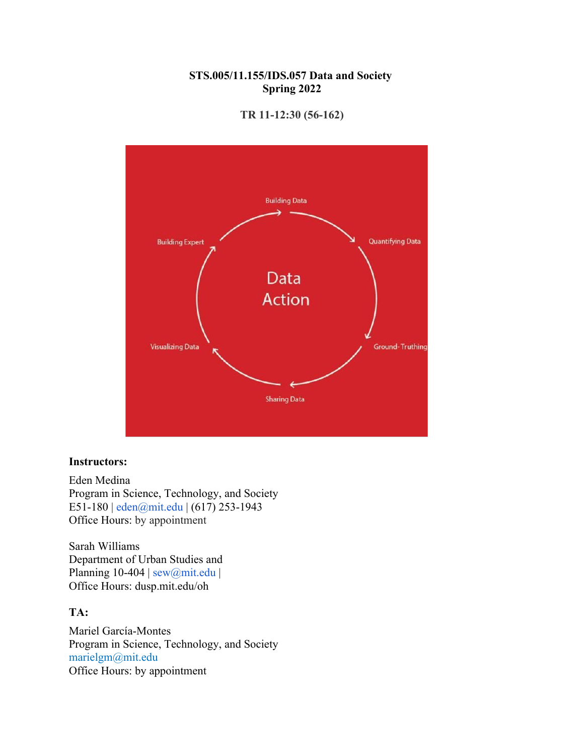**STS.005/11.155/IDS.057 Data and Society**
**Spring 2022**

**TR 11-12:30 (56-162)**

Data Action

Building Data → Quantifying Data → Ground-Truthing → Sharing Data → Visualizing Data → Building Expert

**Instructors:**

Eden Medina
Program in Science, Technology, and Society
E51-180 | eden@mit.edu | (617) 253-1943
Office Hours: by appointment

Sarah Williams
Department of Urban Studies and Planning 10-404 | sew@mit.edu |
Office Hours: dusp.mit.edu/oh

**TA:**

Mariel García-Montes
Program in Science, Technology, and Society
marielgm@mit.edu
Office Hours: by appointment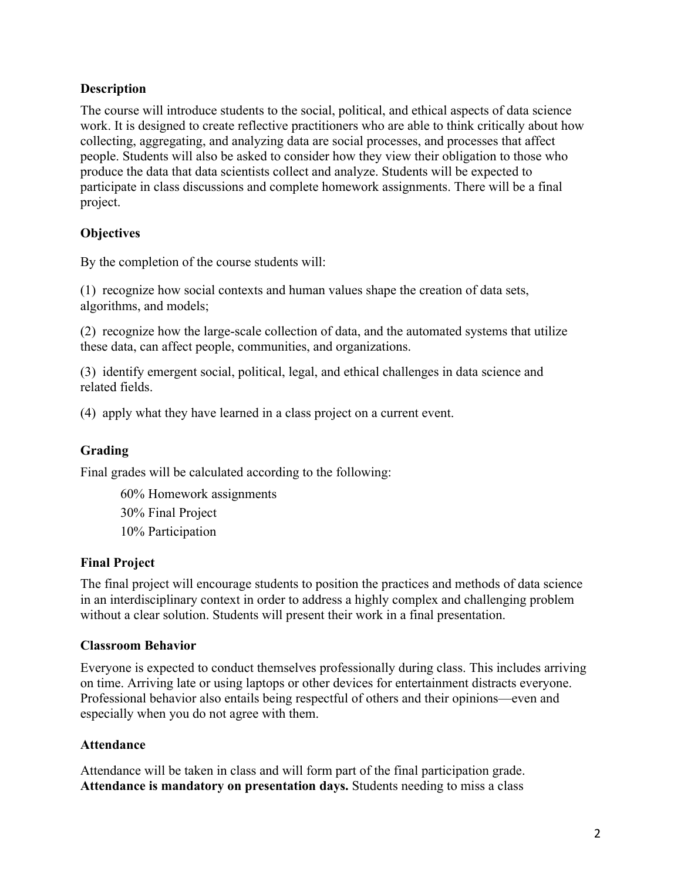## Description

The course will introduce students to the social, political, and ethical aspects of data science work. It is designed to create reflective practitioners who are able to think critically about how collecting, aggregating, and analyzing data are social processes, and processes that affect people. Students will also be asked to consider how they view their obligation to those who produce the data that data scientists collect and analyze. Students will be expected to participate in class discussions and complete homework assignments. There will be a final project.

## Objectives

By the completion of the course students will:

(1) recognize how social contexts and human values shape the creation of data sets, algorithms, and models;

(2) recognize how the large-scale collection of data, and the automated systems that utilize these data, can affect people, communities, and organizations.

(3) identify emergent social, political, legal, and ethical challenges in data science and related fields.

(4) apply what they have learned in a class project on a current event.

## Grading

Final grades will be calculated according to the following:

60% Homework assignments
30% Final Project
10% Participation

## Final Project

The final project will encourage students to position the practices and methods of data science in an interdisciplinary context in order to address a highly complex and challenging problem without a clear solution. Students will present their work in a final presentation.

## Classroom Behavior

Everyone is expected to conduct themselves professionally during class. This includes arriving on time. Arriving late or using laptops or other devices for entertainment distracts everyone. Professional behavior also entails being respectful of others and their opinions—even and especially when you do not agree with them.

## Attendance

Attendance will be taken in class and will form part of the final participation grade. **Attendance is mandatory on presentation days.** Students needing to miss a class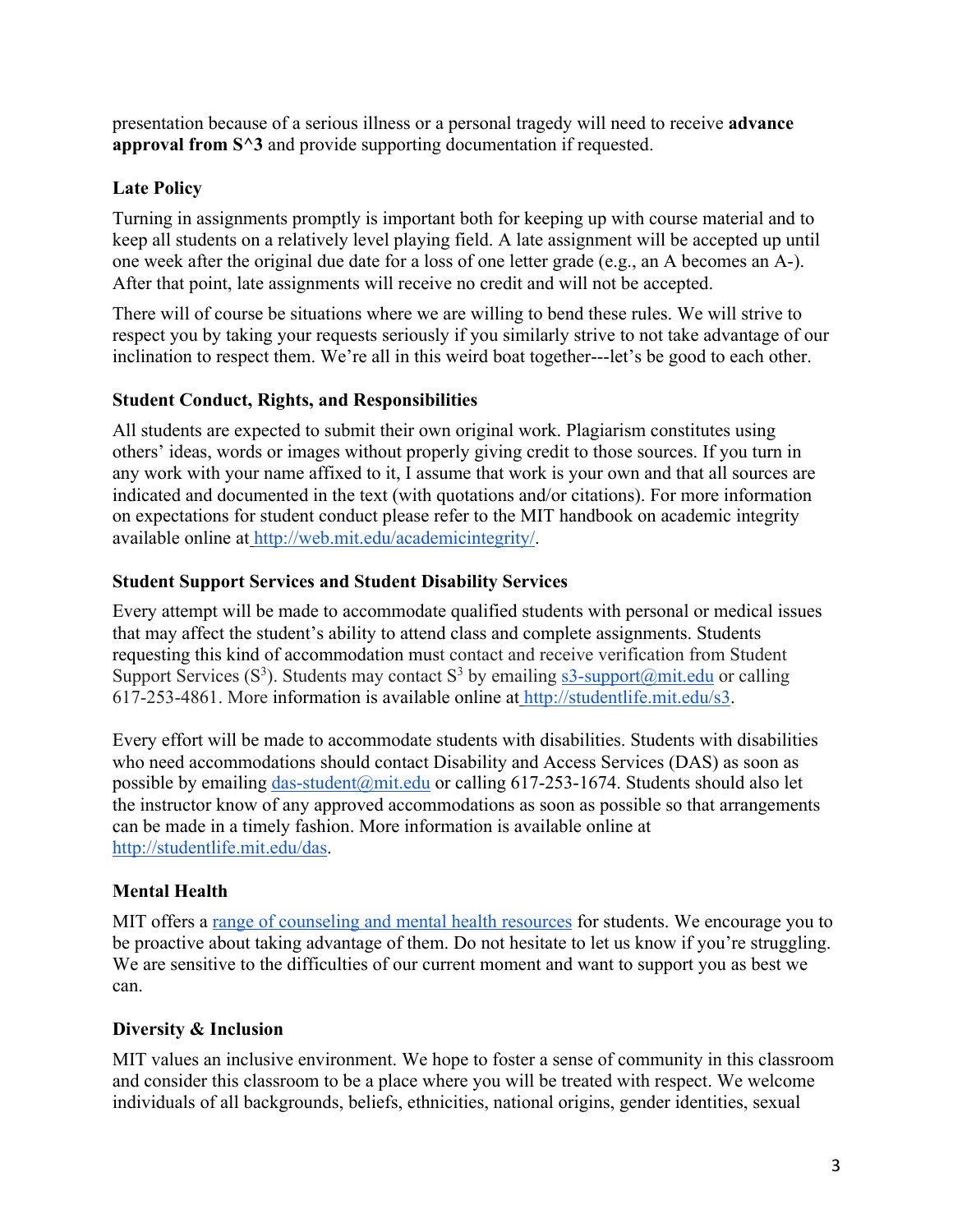presentation because of a serious illness or a personal tragedy will need to receive **advance approval from S^3** and provide supporting documentation if requested.

### Late Policy

Turning in assignments promptly is important both for keeping up with course material and to keep all students on a relatively level playing field. A late assignment will be accepted up until one week after the original due date for a loss of one letter grade (e.g., an A becomes an A-). After that point, late assignments will receive no credit and will not be accepted.

There will of course be situations where we are willing to bend these rules. We will strive to respect you by taking your requests seriously if you similarly strive to not take advantage of our inclination to respect them. We're all in this weird boat together---let's be good to each other.

### Student Conduct, Rights, and Responsibilities

All students are expected to submit their own original work. Plagiarism constitutes using others' ideas, words or images without properly giving credit to those sources. If you turn in any work with your name affixed to it, I assume that work is your own and that all sources are indicated and documented in the text (with quotations and/or citations). For more information on expectations for student conduct please refer to the MIT handbook on academic integrity available online at [http://web.mit.edu/academicintegrity/](http://web.mit.edu/academicintegrity/).

### Student Support Services and Student Disability Services

Every attempt will be made to accommodate qualified students with personal or medical issues that may affect the student's ability to attend class and complete assignments. Students requesting this kind of accommodation must contact and receive verification from Student Support Services ($S^3$). Students may contact $S^3$ by emailing [s3-support@mit.edu](mailto:s3-support@mit.edu) or calling 617-253-4861. More information is available online at [http://studentlife.mit.edu/s3](http://studentlife.mit.edu/s3).

Every effort will be made to accommodate students with disabilities. Students with disabilities who need accommodations should contact Disability and Access Services (DAS) as soon as possible by emailing [das-student@mit.edu](mailto:das-student@mit.edu) or calling 617-253-1674. Students should also let the instructor know of any approved accommodations as soon as possible so that arrangements can be made in a timely fashion. More information is available online at [http://studentlife.mit.edu/das](http://studentlife.mit.edu/das).

### Mental Health

MIT offers a range of counseling and mental health resources for students. We encourage you to be proactive about taking advantage of them. Do not hesitate to let us know if you're struggling. We are sensitive to the difficulties of our current moment and want to support you as best we can.

### Diversity & Inclusion

MIT values an inclusive environment. We hope to foster a sense of community in this classroom and consider this classroom to be a place where you will be treated with respect. We welcome individuals of all backgrounds, beliefs, ethnicities, national origins, gender identities, sexual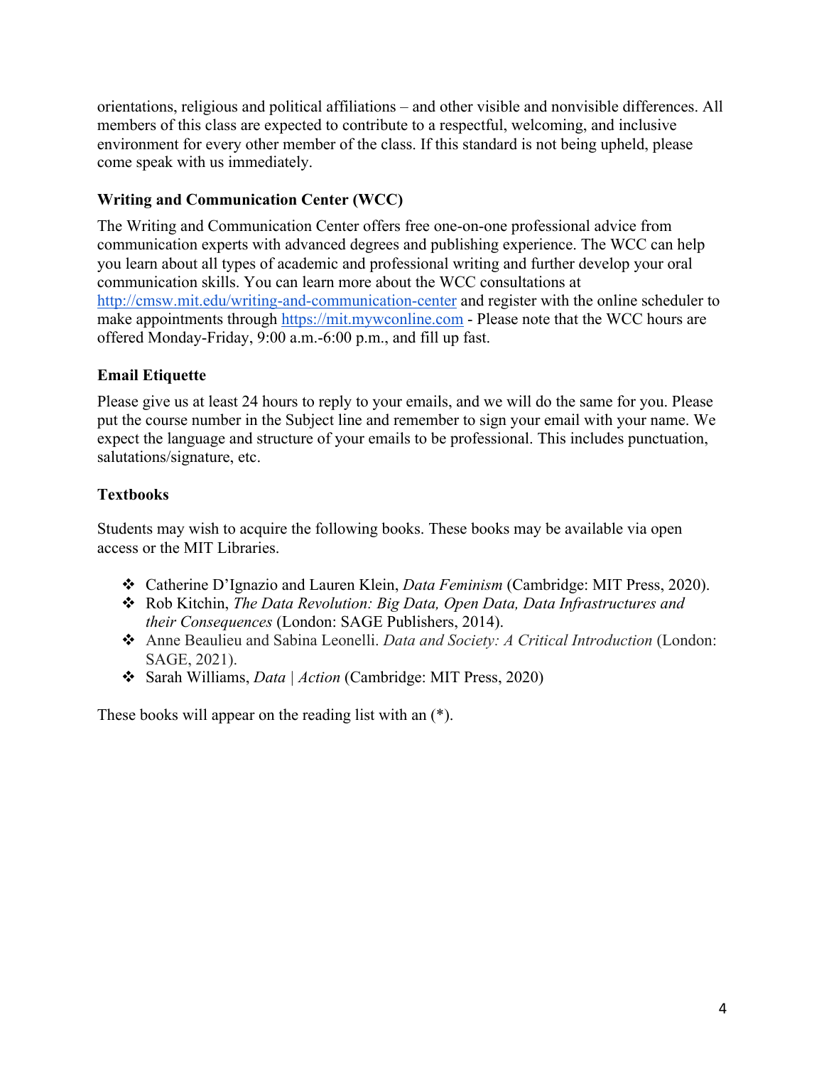orientations, religious and political affiliations – and other visible and nonvisible differences. All members of this class are expected to contribute to a respectful, welcoming, and inclusive environment for every other member of the class. If this standard is not being upheld, please come speak with us immediately.

### Writing and Communication Center (WCC)

The Writing and Communication Center offers free one-on-one professional advice from communication experts with advanced degrees and publishing experience. The WCC can help you learn about all types of academic and professional writing and further develop your oral communication skills. You can learn more about the WCC consultations at [http://cmsw.mit.edu/writing-and-communication-center](http://cmsw.mit.edu/writing-and-communication-center) and register with the online scheduler to make appointments through [https://mit.mywconline.com](https://mit.mywconline.com) - Please note that the WCC hours are offered Monday-Friday, 9:00 a.m.-6:00 p.m., and fill up fast.

### Email Etiquette

Please give us at least 24 hours to reply to your emails, and we will do the same for you. Please put the course number in the Subject line and remember to sign your email with your name. We expect the language and structure of your emails to be professional. This includes punctuation, salutations/signature, etc.

### Textbooks

Students may wish to acquire the following books. These books may be available via open access or the MIT Libraries.

- Catherine D'Ignazio and Lauren Klein, *Data Feminism* (Cambridge: MIT Press, 2020).
- Rob Kitchin, *The Data Revolution: Big Data, Open Data, Data Infrastructures and their Consequences* (London: SAGE Publishers, 2014).
- Anne Beaulieu and Sabina Leonelli. *Data and Society: A Critical Introduction* (London: SAGE, 2021).
- Sarah Williams, *Data | Action* (Cambridge: MIT Press, 2020)

These books will appear on the reading list with an (*).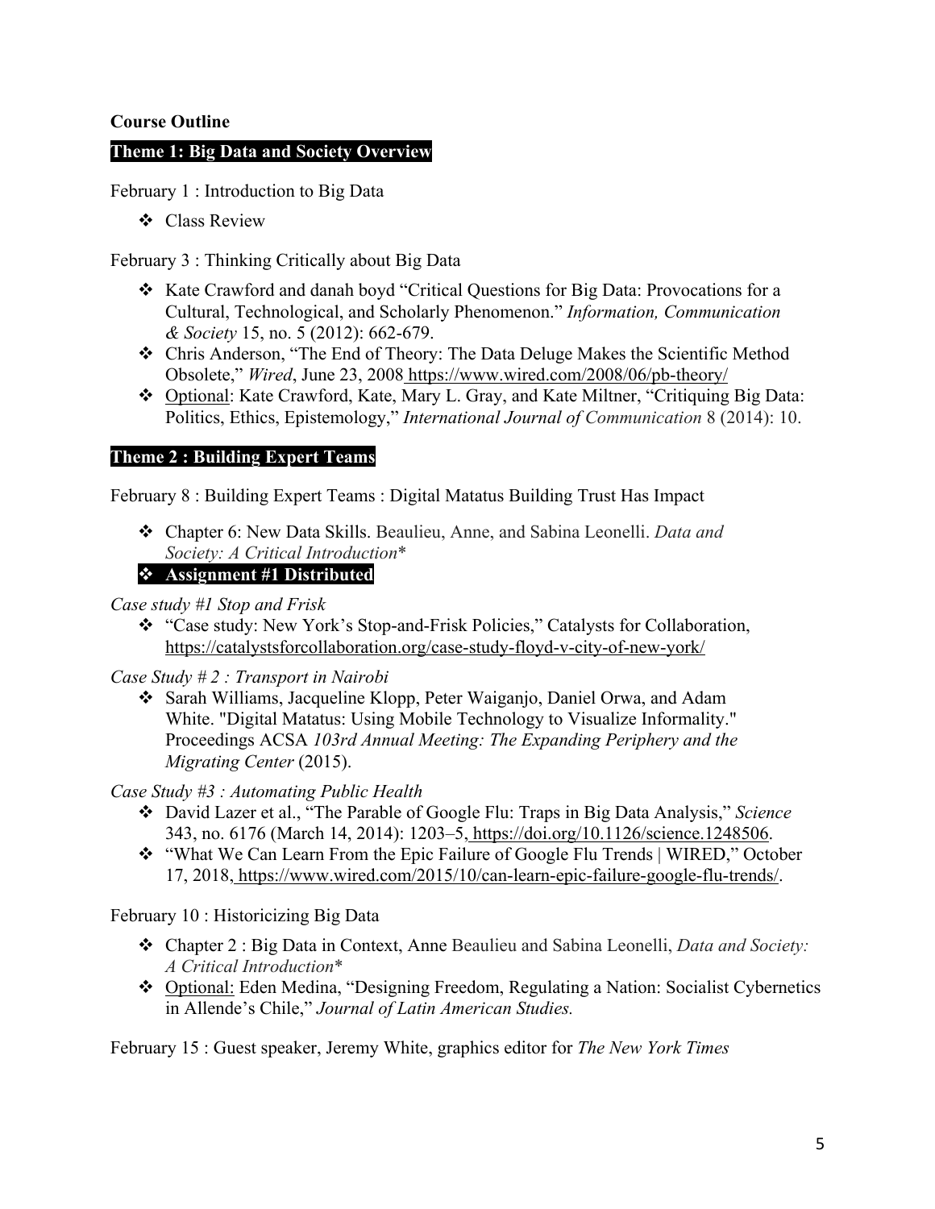**Course Outline**

## Theme 1: Big Data and Society Overview

February 1 : Introduction to Big Data

- Class Review

February 3 : Thinking Critically about Big Data

- Kate Crawford and danah boyd "Critical Questions for Big Data: Provocations for a Cultural, Technological, and Scholarly Phenomenon." *Information, Communication & Society* 15, no. 5 (2012): 662-679.
- Chris Anderson, "The End of Theory: The Data Deluge Makes the Scientific Method Obsolete," *Wired*, June 23, 2008 https://www.wired.com/2008/06/pb-theory/
- Optional: Kate Crawford, Kate, Mary L. Gray, and Kate Miltner, "Critiquing Big Data: Politics, Ethics, Epistemology," *International Journal of Communication* 8 (2014): 10.

## Theme 2 : Building Expert Teams

February 8 : Building Expert Teams : Digital Matatus Building Trust Has Impact

- Chapter 6: New Data Skills. Beaulieu, Anne, and Sabina Leonelli. *Data and Society: A Critical Introduction**
- **Assignment #1 Distributed**

*Case study #1 Stop and Frisk*

- "Case study: New York's Stop-and-Frisk Policies," Catalysts for Collaboration, https://catalystsforcollaboration.org/case-study-floyd-v-city-of-new-york/

*Case Study # 2 : Transport in Nairobi*

- Sarah Williams, Jacqueline Klopp, Peter Waiganjo, Daniel Orwa, and Adam White. "Digital Matatus: Using Mobile Technology to Visualize Informality." Proceedings ACSA *103rd Annual Meeting: The Expanding Periphery and the Migrating Center* (2015).

*Case Study #3 : Automating Public Health*

- David Lazer et al., "The Parable of Google Flu: Traps in Big Data Analysis," *Science* 343, no. 6176 (March 14, 2014): 1203–5, https://doi.org/10.1126/science.1248506.
- "What We Can Learn From the Epic Failure of Google Flu Trends | WIRED," October 17, 2018, https://www.wired.com/2015/10/can-learn-epic-failure-google-flu-trends/.

February 10 : Historicizing Big Data

- Chapter 2 : Big Data in Context, Anne Beaulieu and Sabina Leonelli, *Data and Society: A Critical Introduction**
- Optional: Eden Medina, "Designing Freedom, Regulating a Nation: Socialist Cybernetics in Allende's Chile," *Journal of Latin American Studies.*

February 15 : Guest speaker, Jeremy White, graphics editor for *The New York Times*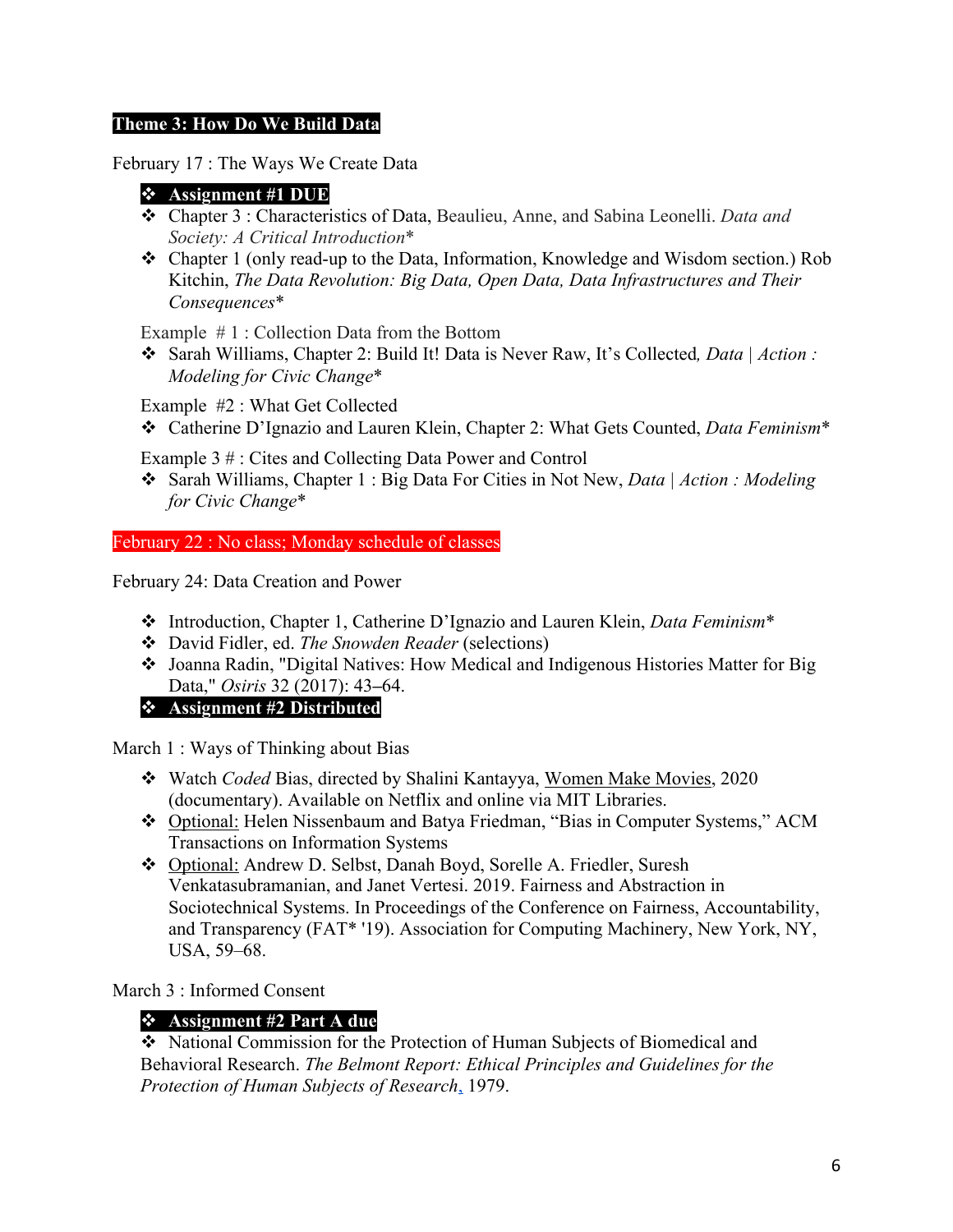**Theme 3: How Do We Build Data**

February 17 : The Ways We Create Data

- **Assignment #1 DUE**
- Chapter 3 : Characteristics of Data, Beaulieu, Anne, and Sabina Leonelli. *Data and Society: A Critical Introduction**
- Chapter 1 (only read-up to the Data, Information, Knowledge and Wisdom section.) Rob Kitchin, *The Data Revolution: Big Data, Open Data, Data Infrastructures and Their Consequences**

Example # 1 : Collection Data from the Bottom

- Sarah Williams, Chapter 2: Build It! Data is Never Raw, It's Collected, *Data | Action : Modeling for Civic Change**

Example #2 : What Get Collected

- Catherine D'Ignazio and Lauren Klein, Chapter 2: What Gets Counted, *Data Feminism**

Example 3 # : Cites and Collecting Data Power and Control

- Sarah Williams, Chapter 1 : Big Data For Cities in Not New, *Data | Action : Modeling for Civic Change**

February 22 : No class; Monday schedule of classes

February 24: Data Creation and Power

- Introduction, Chapter 1, Catherine D'Ignazio and Lauren Klein, *Data Feminism**
- David Fidler, ed. *The Snowden Reader* (selections)
- Joanna Radin, "Digital Natives: How Medical and Indigenous Histories Matter for Big Data," *Osiris* 32 (2017): 43–64.
- **Assignment #2 Distributed**

March 1 : Ways of Thinking about Bias

- Watch *Coded* Bias, directed by Shalini Kantayya, Women Make Movies, 2020 (documentary). Available on Netflix and online via MIT Libraries.
- Optional: Helen Nissenbaum and Batya Friedman, "Bias in Computer Systems," ACM Transactions on Information Systems
- Optional: Andrew D. Selbst, Danah Boyd, Sorelle A. Friedler, Suresh Venkatasubramanian, and Janet Vertesi. 2019. Fairness and Abstraction in Sociotechnical Systems. In Proceedings of the Conference on Fairness, Accountability, and Transparency (FAT* '19). Association for Computing Machinery, New York, NY, USA, 59–68.

March 3 : Informed Consent

- **Assignment #2 Part A due**
- National Commission for the Protection of Human Subjects of Biomedical and Behavioral Research. *The Belmont Report: Ethical Principles and Guidelines for the Protection of Human Subjects of Research*, 1979.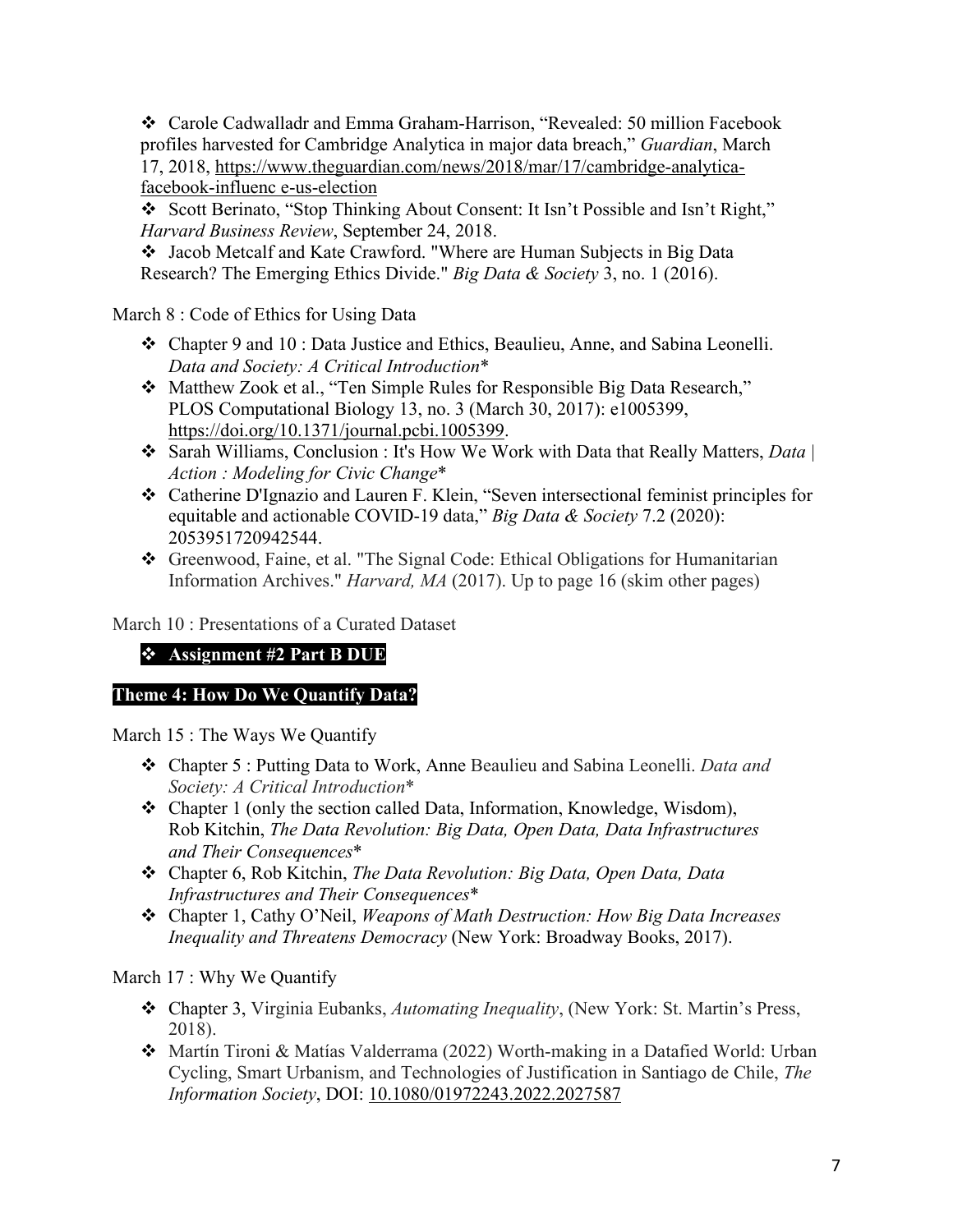- Carole Cadwalladr and Emma Graham-Harrison, "Revealed: 50 million Facebook profiles harvested for Cambridge Analytica in major data breach," *Guardian*, March 17, 2018, https://www.theguardian.com/news/2018/mar/17/cambridge-analytica-facebook-influenc e-us-election
- Scott Berinato, "Stop Thinking About Consent: It Isn't Possible and Isn't Right," *Harvard Business Review*, September 24, 2018.
- Jacob Metcalf and Kate Crawford. "Where are Human Subjects in Big Data Research? The Emerging Ethics Divide." *Big Data & Society* 3, no. 1 (2016).

March 8 : Code of Ethics for Using Data

- Chapter 9 and 10 : Data Justice and Ethics, Beaulieu, Anne, and Sabina Leonelli. *Data and Society: A Critical Introduction**
- Matthew Zook et al., "Ten Simple Rules for Responsible Big Data Research," PLOS Computational Biology 13, no. 3 (March 30, 2017): e1005399, https://doi.org/10.1371/journal.pcbi.1005399.
- Sarah Williams, Conclusion : It's How We Work with Data that Really Matters, *Data | Action : Modeling for Civic Change**
- Catherine D'Ignazio and Lauren F. Klein, "Seven intersectional feminist principles for equitable and actionable COVID-19 data," *Big Data & Society* 7.2 (2020): 2053951720942544.
- Greenwood, Faine, et al. "The Signal Code: Ethical Obligations for Humanitarian Information Archives." *Harvard, MA* (2017). Up to page 16 (skim other pages)

March 10 : Presentations of a Curated Dataset

- **Assignment #2 Part B DUE**

## Theme 4: How Do We Quantify Data?

March 15 : The Ways We Quantify

- Chapter 5 : Putting Data to Work, Anne Beaulieu and Sabina Leonelli. *Data and Society: A Critical Introduction**
- Chapter 1 (only the section called Data, Information, Knowledge, Wisdom), Rob Kitchin, *The Data Revolution: Big Data, Open Data, Data Infrastructures and Their Consequences**
- Chapter 6, Rob Kitchin, *The Data Revolution: Big Data, Open Data, Data Infrastructures and Their Consequences**
- Chapter 1, Cathy O'Neil, *Weapons of Math Destruction: How Big Data Increases Inequality and Threatens Democracy* (New York: Broadway Books, 2017).

March 17 : Why We Quantify

- Chapter 3, Virginia Eubanks, *Automating Inequality*, (New York: St. Martin's Press, 2018).
- Martín Tironi & Matías Valderrama (2022) Worth-making in a Datafied World: Urban Cycling, Smart Urbanism, and Technologies of Justification in Santiago de Chile, *The Information Society*, DOI: 10.1080/01972243.2022.2027587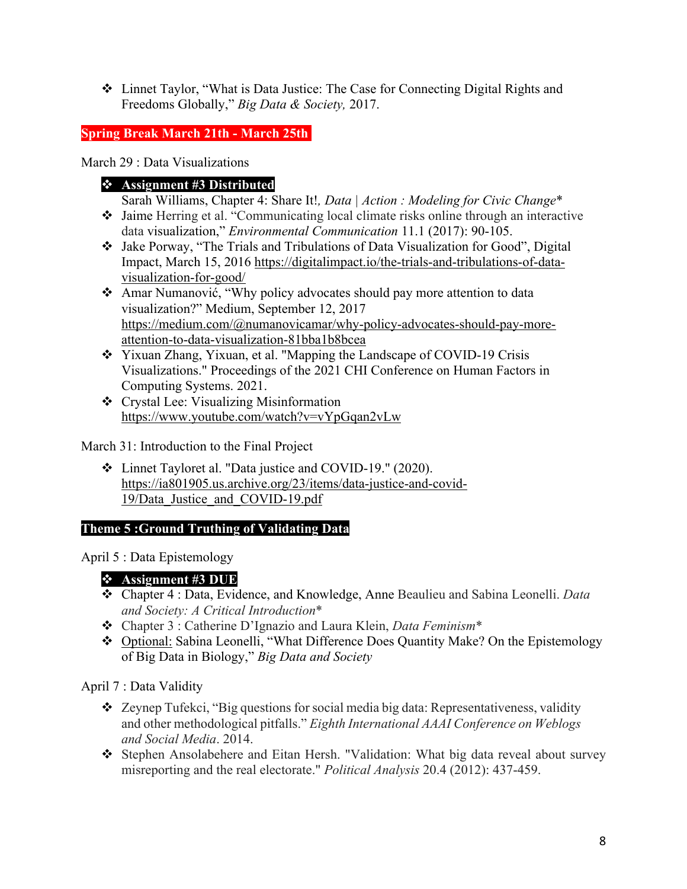- Linnet Taylor, "What is Data Justice: The Case for Connecting Digital Rights and Freedoms Globally," *Big Data & Society,* 2017.

**Spring Break March 21th - March 25th**

March 29 : Data Visualizations

- **Assignment #3 Distributed**
  Sarah Williams, Chapter 4: Share It!*, Data | Action : Modeling for Civic Change*\*
- Jaime Herring et al. "Communicating local climate risks online through an interactive data visualization," *Environmental Communication* 11.1 (2017): 90-105.
- Jake Porway, "The Trials and Tribulations of Data Visualization for Good", Digital Impact, March 15, 2016 https://digitalimpact.io/the-trials-and-tribulations-of-data-visualization-for-good/
- Amar Numanović, "Why policy advocates should pay more attention to data visualization?" Medium, September 12, 2017 https://medium.com/@numanovicamar/why-policy-advocates-should-pay-more-attention-to-data-visualization-81bba1b8bcea
- Yixuan Zhang, Yixuan, et al. "Mapping the Landscape of COVID-19 Crisis Visualizations." Proceedings of the 2021 CHI Conference on Human Factors in Computing Systems. 2021.
- Crystal Lee: Visualizing Misinformation https://www.youtube.com/watch?v=vYpGqan2vLw

March 31: Introduction to the Final Project

- Linnet Tayloret al. "Data justice and COVID-19." (2020). https://ia801905.us.archive.org/23/items/data-justice-and-covid-19/Data_Justice_and_COVID-19.pdf

**Theme 5 :Ground Truthing of Validating Data**

April 5 : Data Epistemology

- **Assignment #3 DUE**
- Chapter 4 : Data, Evidence, and Knowledge, Anne Beaulieu and Sabina Leonelli. *Data and Society: A Critical Introduction*\*
- Chapter 3 : Catherine D'Ignazio and Laura Klein, *Data Feminism*\*
- Optional: Sabina Leonelli, "What Difference Does Quantity Make? On the Epistemology of Big Data in Biology," *Big Data and Society*

April 7 : Data Validity

- Zeynep Tufekci, "Big questions for social media big data: Representativeness, validity and other methodological pitfalls." *Eighth International AAAI Conference on Weblogs and Social Media*. 2014.
- Stephen Ansolabehere and Eitan Hersh. "Validation: What big data reveal about survey misreporting and the real electorate." *Political Analysis* 20.4 (2012): 437-459.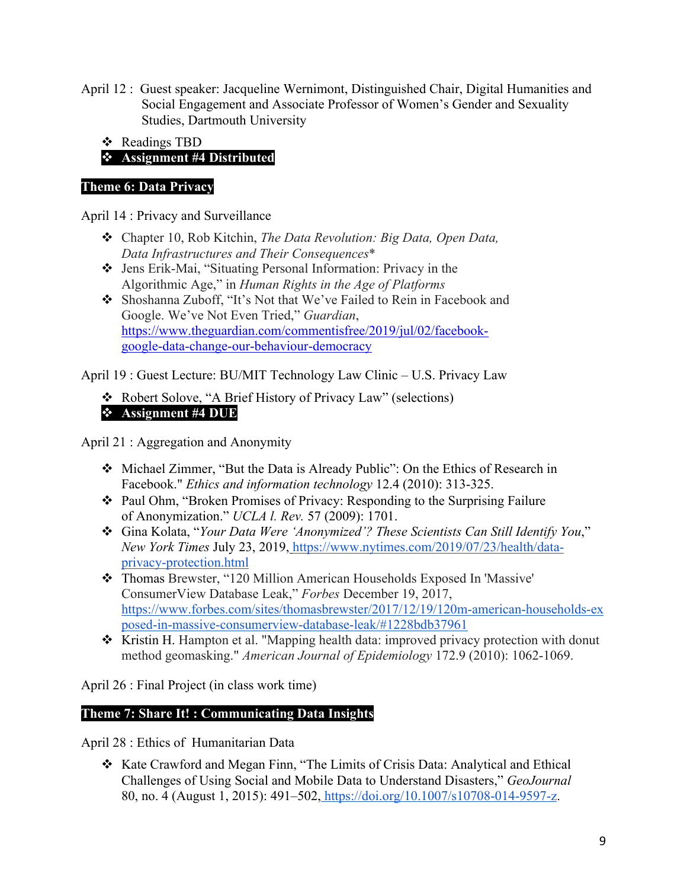April 12 : Guest speaker: Jacqueline Wernimont, Distinguished Chair, Digital Humanities and Social Engagement and Associate Professor of Women's Gender and Sexuality Studies, Dartmouth University

- Readings TBD
- **Assignment #4 Distributed**

## Theme 6: Data Privacy

April 14 : Privacy and Surveillance

- Chapter 10, Rob Kitchin, *The Data Revolution: Big Data, Open Data, Data Infrastructures and Their Consequences**
- Jens Erik-Mai, "Situating Personal Information: Privacy in the Algorithmic Age," in *Human Rights in the Age of Platforms*
- Shoshanna Zuboff, "It's Not that We've Failed to Rein in Facebook and Google. We've Not Even Tried," *Guardian*, https://www.theguardian.com/commentisfree/2019/jul/02/facebook-google-data-change-our-behaviour-democracy

April 19 : Guest Lecture: BU/MIT Technology Law Clinic – U.S. Privacy Law

- Robert Solove, "A Brief History of Privacy Law" (selections)
- **Assignment #4 DUE**

April 21 : Aggregation and Anonymity

- Michael Zimmer, "But the Data is Already Public": On the Ethics of Research in Facebook." *Ethics and information technology* 12.4 (2010): 313-325.
- Paul Ohm, "Broken Promises of Privacy: Responding to the Surprising Failure of Anonymization." *UCLA l. Rev.* 57 (2009): 1701.
- Gina Kolata, "*Your Data Were 'Anonymized'? These Scientists Can Still Identify You*," *New York Times* July 23, 2019, https://www.nytimes.com/2019/07/23/health/data-privacy-protection.html
- Thomas Brewster, "120 Million American Households Exposed In 'Massive' ConsumerView Database Leak," *Forbes* December 19, 2017, https://www.forbes.com/sites/thomasbrewster/2017/12/19/120m-american-households-exposed-in-massive-consumerview-database-leak/#1228bdb37961
- Kristin H. Hampton et al. "Mapping health data: improved privacy protection with donut method geomasking." *American Journal of Epidemiology* 172.9 (2010): 1062-1069.

April 26 : Final Project (in class work time)

## Theme 7: Share It! : Communicating Data Insights

April 28 : Ethics of Humanitarian Data

- Kate Crawford and Megan Finn, "The Limits of Crisis Data: Analytical and Ethical Challenges of Using Social and Mobile Data to Understand Disasters," *GeoJournal* 80, no. 4 (August 1, 2015): 491–502, https://doi.org/10.1007/s10708-014-9597-z.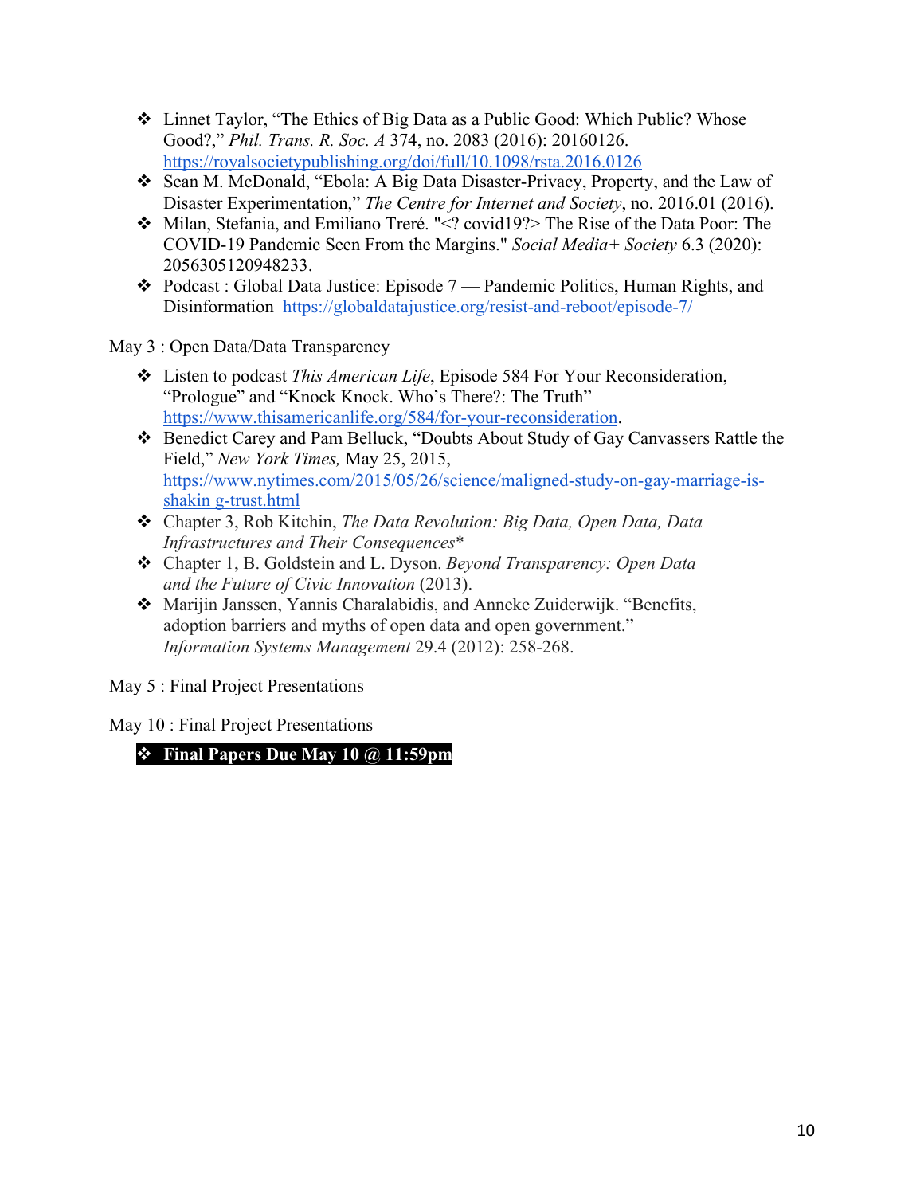- Linnet Taylor, "The Ethics of Big Data as a Public Good: Which Public? Whose Good?," *Phil. Trans. R. Soc. A* 374, no. 2083 (2016): 20160126. https://royalsocietypublishing.org/doi/full/10.1098/rsta.2016.0126
- Sean M. McDonald, "Ebola: A Big Data Disaster-Privacy, Property, and the Law of Disaster Experimentation," *The Centre for Internet and Society*, no. 2016.01 (2016).
- Milan, Stefania, and Emiliano Treré. "<? covid19?> The Rise of the Data Poor: The COVID-19 Pandemic Seen From the Margins." *Social Media+ Society* 6.3 (2020): 2056305120948233.
- Podcast : Global Data Justice: Episode 7 — Pandemic Politics, Human Rights, and Disinformation https://globaldatajustice.org/resist-and-reboot/episode-7/

May 3 : Open Data/Data Transparency

- Listen to podcast *This American Life*, Episode 584 For Your Reconsideration, "Prologue" and "Knock Knock. Who's There?: The Truth" https://www.thisamericanlife.org/584/for-your-reconsideration.
- Benedict Carey and Pam Belluck, "Doubts About Study of Gay Canvassers Rattle the Field," *New York Times,* May 25, 2015, https://www.nytimes.com/2015/05/26/science/maligned-study-on-gay-marriage-is-shakin g-trust.html
- Chapter 3, Rob Kitchin, *The Data Revolution: Big Data, Open Data, Data Infrastructures and Their Consequences*\*
- Chapter 1, B. Goldstein and L. Dyson. *Beyond Transparency: Open Data and the Future of Civic Innovation* (2013).
- Marijin Janssen, Yannis Charalabidis, and Anneke Zuiderwijk. "Benefits, adoption barriers and myths of open data and open government." *Information Systems Management* 29.4 (2012): 258-268.

May 5 : Final Project Presentations

May 10 : Final Project Presentations

- **Final Papers Due May 10 @ 11:59pm**